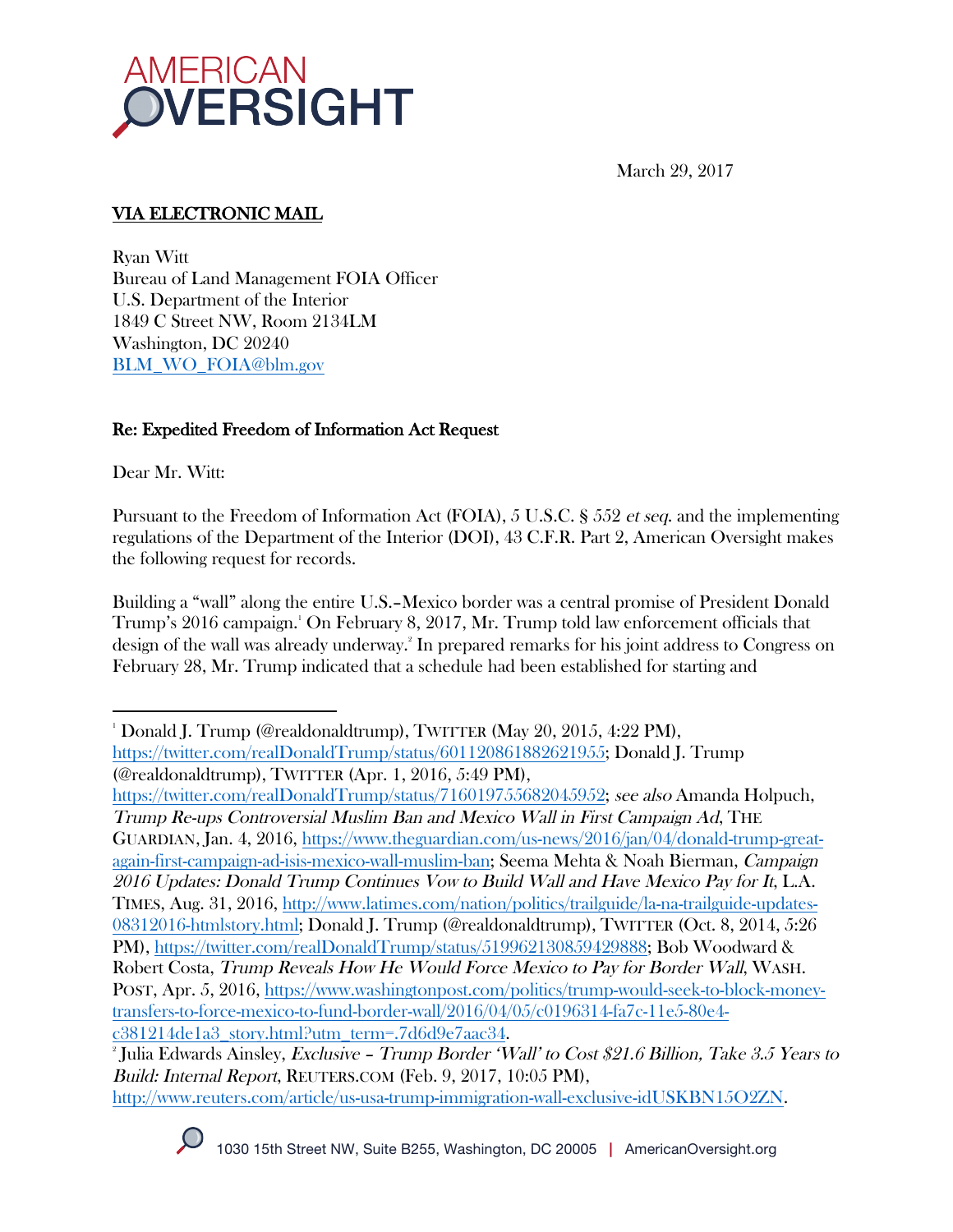# AMERICAN OVERSIGHT

March 29, 2017

**VIA ELECTRONIC MAIL**

Ryan Witt
Bureau of Land Management FOIA Officer
U.S. Department of the Interior
1849 C Street NW, Room 2134LM
Washington, DC 20240
BLM_WO_FOIA@blm.gov

**Re: Expedited Freedom of Information Act Request**

Dear Mr. Witt:

Pursuant to the Freedom of Information Act (FOIA), 5 U.S.C. § 552 *et seq.* and the implementing regulations of the Department of the Interior (DOI), 43 C.F.R. Part 2, American Oversight makes the following request for records.

Building a "wall" along the entire U.S.–Mexico border was a central promise of President Donald Trump's 2016 campaign.[1] On February 8, 2017, Mr. Trump told law enforcement officials that design of the wall was already underway.[2] In prepared remarks for his joint address to Congress on February 28, Mr. Trump indicated that a schedule had been established for starting and

---

[1] Donald J. Trump (@realdonaldtrump), TWITTER (May 20, 2015, 4:22 PM), https://twitter.com/realDonaldTrump/status/601120861882621955; Donald J. Trump (@realdonaldtrump), TWITTER (Apr. 1, 2016, 5:49 PM), https://twitter.com/realDonaldTrump/status/716019755682045952; *see also* Amanda Holpuch, *Trump Re-ups Controversial Muslim Ban and Mexico Wall in First Campaign Ad*, THE GUARDIAN, Jan. 4, 2016, https://www.theguardian.com/us-news/2016/jan/04/donald-trump-great-again-first-campaign-ad-isis-mexico-wall-muslim-ban; Seema Mehta & Noah Bierman, *Campaign 2016 Updates: Donald Trump Continues Vow to Build Wall and Have Mexico Pay for It*, L.A. TIMES, Aug. 31, 2016, http://www.latimes.com/nation/politics/trailguide/la-na-trailguide-updates-08312016-htmlstory.html; Donald J. Trump (@realdonaldtrump), TWITTER (Oct. 8, 2014, 5:26 PM), https://twitter.com/realDonaldTrump/status/519962130859429888; Bob Woodward & Robert Costa, *Trump Reveals How He Would Force Mexico to Pay for Border Wall*, WASH. POST, Apr. 5, 2016, https://www.washingtonpost.com/politics/trump-would-seek-to-block-money-transfers-to-force-mexico-to-fund-border-wall/2016/04/05/c0196314-fa7c-11e5-80e4-c381214de1a3_story.html?utm_term=.7d6d9e7aac34.

[2] Julia Edwards Ainsley, *Exclusive – Trump Border 'Wall' to Cost $21.6 Billion, Take 3.5 Years to Build: Internal Report*, REUTERS.COM (Feb. 9, 2017, 10:05 PM), http://www.reuters.com/article/us-usa-trump-immigration-wall-exclusive-idUSKBN15O2ZN.

1030 15th Street NW, Suite B255, Washington, DC 20005 | AmericanOversight.org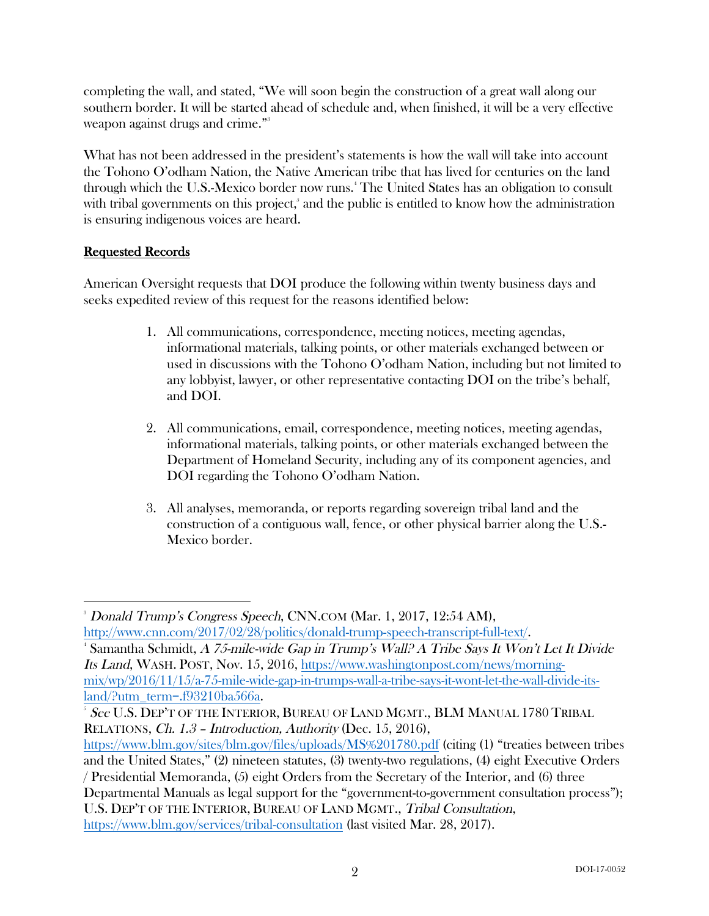completing the wall, and stated, "We will soon begin the construction of a great wall along our southern border. It will be started ahead of schedule and, when finished, it will be a very effective weapon against drugs and crime."[3]

What has not been addressed in the president's statements is how the wall will take into account the Tohono O'odham Nation, the Native American tribe that has lived for centuries on the land through which the U.S.-Mexico border now runs.[4] The United States has an obligation to consult with tribal governments on this project,[5] and the public is entitled to know how the administration is ensuring indigenous voices are heard.

## Requested Records

American Oversight requests that DOI produce the following within twenty business days and seeks expedited review of this request for the reasons identified below:

1. All communications, correspondence, meeting notices, meeting agendas, informational materials, talking points, or other materials exchanged between or used in discussions with the Tohono O'odham Nation, including but not limited to any lobbyist, lawyer, or other representative contacting DOI on the tribe's behalf, and DOI.

2. All communications, email, correspondence, meeting notices, meeting agendas, informational materials, talking points, or other materials exchanged between the Department of Homeland Security, including any of its component agencies, and DOI regarding the Tohono O'odham Nation.

3. All analyses, memoranda, or reports regarding sovereign tribal land and the construction of a contiguous wall, fence, or other physical barrier along the U.S.-Mexico border.

---

[3] *Donald Trump's Congress Speech*, CNN.COM (Mar. 1, 2017, 12:54 AM), http://www.cnn.com/2017/02/28/politics/donald-trump-speech-transcript-full-text/.

[4] Samantha Schmidt, *A 75-mile-wide Gap in Trump's Wall? A Tribe Says It Won't Let It Divide Its Land*, WASH. POST, Nov. 15, 2016, https://www.washingtonpost.com/news/morning-mix/wp/2016/11/15/a-75-mile-wide-gap-in-trumps-wall-a-tribe-says-it-wont-let-the-wall-divide-its-land/?utm_term=.f93210ba566a.

[5] *See* U.S. DEP'T OF THE INTERIOR, BUREAU OF LAND MGMT., BLM MANUAL 1780 TRIBAL RELATIONS, *Ch. 1.3 – Introduction, Authority* (Dec. 15, 2016), https://www.blm.gov/sites/blm.gov/files/uploads/MS%201780.pdf (citing (1) "treaties between tribes and the United States," (2) nineteen statutes, (3) twenty-two regulations, (4) eight Executive Orders / Presidential Memoranda, (5) eight Orders from the Secretary of the Interior, and (6) three Departmental Manuals as legal support for the "government-to-government consultation process"); U.S. DEP'T OF THE INTERIOR, BUREAU OF LAND MGMT., *Tribal Consultation*, https://www.blm.gov/services/tribal-consultation (last visited Mar. 28, 2017).

DOI-17-0052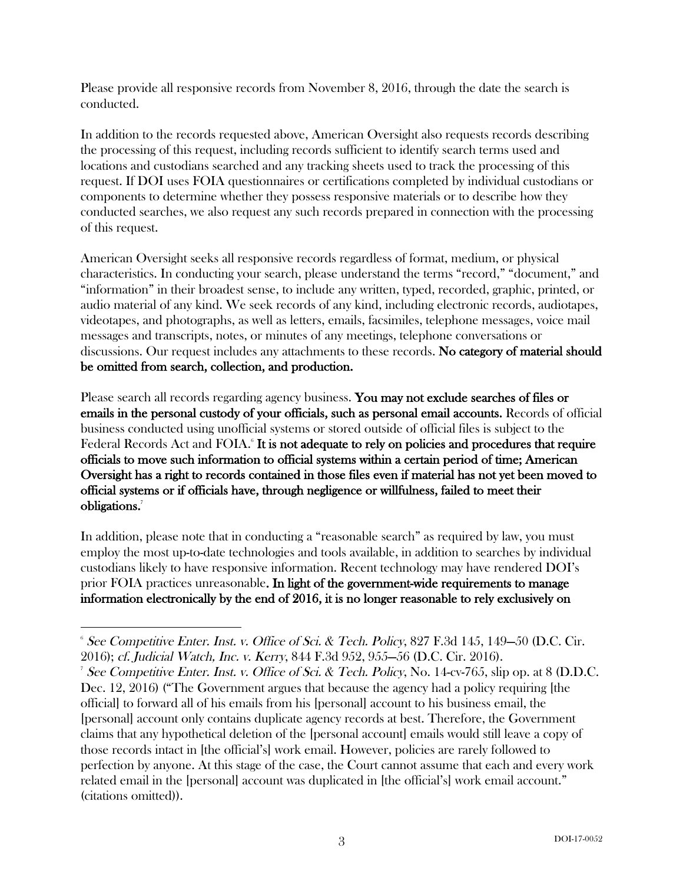Please provide all responsive records from November 8, 2016, through the date the search is conducted.

In addition to the records requested above, American Oversight also requests records describing the processing of this request, including records sufficient to identify search terms used and locations and custodians searched and any tracking sheets used to track the processing of this request. If DOI uses FOIA questionnaires or certifications completed by individual custodians or components to determine whether they possess responsive materials or to describe how they conducted searches, we also request any such records prepared in connection with the processing of this request.

American Oversight seeks all responsive records regardless of format, medium, or physical characteristics. In conducting your search, please understand the terms "record," "document," and "information" in their broadest sense, to include any written, typed, recorded, graphic, printed, or audio material of any kind. We seek records of any kind, including electronic records, audiotapes, videotapes, and photographs, as well as letters, emails, facsimiles, telephone messages, voice mail messages and transcripts, notes, or minutes of any meetings, telephone conversations or discussions. Our request includes any attachments to these records. **No category of material should be omitted from search, collection, and production.**

Please search all records regarding agency business. **You may not exclude searches of files or emails in the personal custody of your officials, such as personal email accounts.** Records of official business conducted using unofficial systems or stored outside of official files is subject to the Federal Records Act and FOIA.[6] **It is not adequate to rely on policies and procedures that require officials to move such information to official systems within a certain period of time; American Oversight has a right to records contained in those files even if material has not yet been moved to official systems or if officials have, through negligence or willfulness, failed to meet their obligations.**[7]

In addition, please note that in conducting a "reasonable search" as required by law, you must employ the most up-to-date technologies and tools available, in addition to searches by individual custodians likely to have responsive information. Recent technology may have rendered DOI's prior FOIA practices unreasonable. **In light of the government-wide requirements to manage information electronically by the end of 2016, it is no longer reasonable to rely exclusively on**

---

[6] *See Competitive Enter. Inst. v. Office of Sci. & Tech. Policy*, 827 F.3d 145, 149—50 (D.C. Cir. 2016); *cf. Judicial Watch, Inc. v. Kerry*, 844 F.3d 952, 955—56 (D.C. Cir. 2016).

[7] *See Competitive Enter. Inst. v. Office of Sci. & Tech. Policy*, No. 14-cv-765, slip op. at 8 (D.D.C. Dec. 12, 2016) ("The Government argues that because the agency had a policy requiring [the official] to forward all of his emails from his [personal] account to his business email, the [personal] account only contains duplicate agency records at best. Therefore, the Government claims that any hypothetical deletion of the [personal account] emails would still leave a copy of those records intact in [the official's] work email. However, policies are rarely followed to perfection by anyone. At this stage of the case, the Court cannot assume that each and every work related email in the [personal] account was duplicated in [the official's] work email account." (citations omitted)).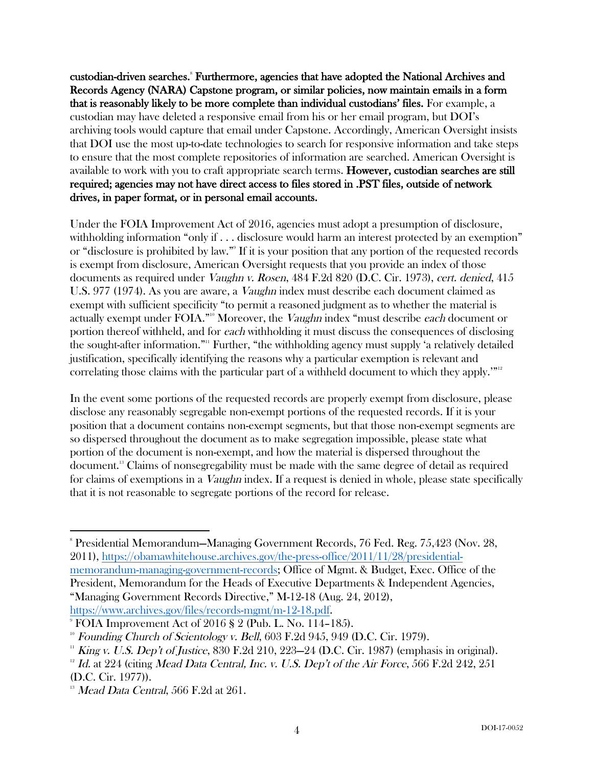**custodian-driven searches.**[8] **Furthermore, agencies that have adopted the National Archives and Records Agency (NARA) Capstone program, or similar policies, now maintain emails in a form that is reasonably likely to be more complete than individual custodians' files.** For example, a custodian may have deleted a responsive email from his or her email program, but DOI's archiving tools would capture that email under Capstone. Accordingly, American Oversight insists that DOI use the most up-to-date technologies to search for responsive information and take steps to ensure that the most complete repositories of information are searched. American Oversight is available to work with you to craft appropriate search terms. **However, custodian searches are still required; agencies may not have direct access to files stored in .PST files, outside of network drives, in paper format, or in personal email accounts.**

Under the FOIA Improvement Act of 2016, agencies must adopt a presumption of disclosure, withholding information "only if . . . disclosure would harm an interest protected by an exemption" or "disclosure is prohibited by law."[9] If it is your position that any portion of the requested records is exempt from disclosure, American Oversight requests that you provide an index of those documents as required under *Vaughn v. Rosen*, 484 F.2d 820 (D.C. Cir. 1973), *cert. denied*, 415 U.S. 977 (1974). As you are aware, a *Vaughn* index must describe each document claimed as exempt with sufficient specificity "to permit a reasoned judgment as to whether the material is actually exempt under FOIA."[10] Moreover, the *Vaughn* index "must describe *each* document or portion thereof withheld, and for *each* withholding it must discuss the consequences of disclosing the sought-after information."[11] Further, "the withholding agency must supply 'a relatively detailed justification, specifically identifying the reasons why a particular exemption is relevant and correlating those claims with the particular part of a withheld document to which they apply.'"[12]

In the event some portions of the requested records are properly exempt from disclosure, please disclose any reasonably segregable non-exempt portions of the requested records. If it is your position that a document contains non-exempt segments, but that those non-exempt segments are so dispersed throughout the document as to make segregation impossible, please state what portion of the document is non-exempt, and how the material is dispersed throughout the document.[13] Claims of nonsegregability must be made with the same degree of detail as required for claims of exemptions in a *Vaughn* index. If a request is denied in whole, please state specifically that it is not reasonable to segregate portions of the record for release.

---

[8] Presidential Memorandum—Managing Government Records, 76 Fed. Reg. 75,423 (Nov. 28, 2011), https://obamawhitehouse.archives.gov/the-press-office/2011/11/28/presidential-memorandum-managing-government-records; Office of Mgmt. & Budget, Exec. Office of the President, Memorandum for the Heads of Executive Departments & Independent Agencies, "Managing Government Records Directive," M-12-18 (Aug. 24, 2012), https://www.archives.gov/files/records-mgmt/m-12-18.pdf.

[9] FOIA Improvement Act of 2016 § 2 (Pub. L. No. 114–185).

[10] *Founding Church of Scientology v. Bell*, 603 F.2d 945, 949 (D.C. Cir. 1979).

[11] *King v. U.S. Dep't of Justice*, 830 F.2d 210, 223–24 (D.C. Cir. 1987) (emphasis in original).

[12] *Id.* at 224 (citing *Mead Data Central, Inc. v. U.S. Dep't of the Air Force*, 566 F.2d 242, 251 (D.C. Cir. 1977)).

[13] *Mead Data Central*, 566 F.2d at 261.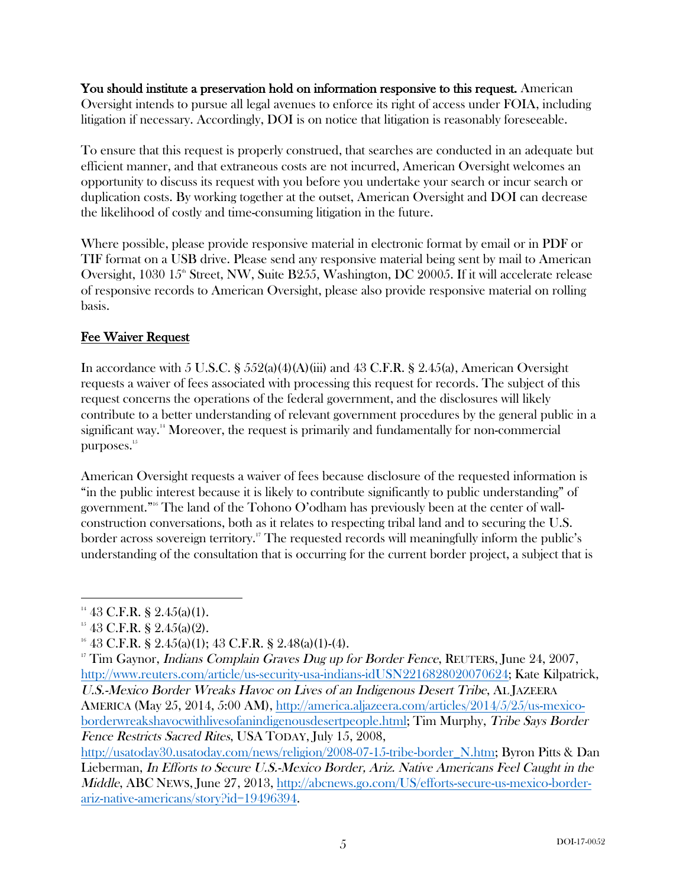**You should institute a preservation hold on information responsive to this request.** American Oversight intends to pursue all legal avenues to enforce its right of access under FOIA, including litigation if necessary. Accordingly, DOI is on notice that litigation is reasonably foreseeable.

To ensure that this request is properly construed, that searches are conducted in an adequate but efficient manner, and that extraneous costs are not incurred, American Oversight welcomes an opportunity to discuss its request with you before you undertake your search or incur search or duplication costs. By working together at the outset, American Oversight and DOI can decrease the likelihood of costly and time-consuming litigation in the future.

Where possible, please provide responsive material in electronic format by email or in PDF or TIF format on a USB drive. Please send any responsive material being sent by mail to American Oversight, 1030 15th Street, NW, Suite B255, Washington, DC 20005. If it will accelerate release of responsive records to American Oversight, please also provide responsive material on rolling basis.

## Fee Waiver Request

In accordance with 5 U.S.C. § 552(a)(4)(A)(iii) and 43 C.F.R. § 2.45(a), American Oversight requests a waiver of fees associated with processing this request for records. The subject of this request concerns the operations of the federal government, and the disclosures will likely contribute to a better understanding of relevant government procedures by the general public in a significant way.[14] Moreover, the request is primarily and fundamentally for non-commercial purposes.[15]

American Oversight requests a waiver of fees because disclosure of the requested information is "in the public interest because it is likely to contribute significantly to public understanding" of government."[16] The land of the Tohono O'odham has previously been at the center of wall-construction conversations, both as it relates to respecting tribal land and to securing the U.S. border across sovereign territory.[17] The requested records will meaningfully inform the public's understanding of the consultation that is occurring for the current border project, a subject that is

---

[14] 43 C.F.R. § 2.45(a)(1).

[15] 43 C.F.R. § 2.45(a)(2).

[16] 43 C.F.R. § 2.45(a)(1); 43 C.F.R. § 2.48(a)(1)-(4).

[17] Tim Gaynor, *Indians Complain Graves Dug up for Border Fence*, REUTERS, June 24, 2007, http://www.reuters.com/article/us-security-usa-indians-idUSN2216828020070624; Kate Kilpatrick, *U.S.-Mexico Border Wreaks Havoc on Lives of an Indigenous Desert Tribe*, AL JAZEERA AMERICA (May 25, 2014, 5:00 AM), http://america.aljazeera.com/articles/2014/5/25/us-mexico-borderwreakshavocwithlivesofanindigenousdesertpeople.html; Tim Murphy, *Tribe Says Border Fence Restricts Sacred Rites*, USA TODAY, July 15, 2008, http://usatoday30.usatoday.com/news/religion/2008-07-15-tribe-border_N.htm; Byron Pitts & Dan Lieberman, *In Efforts to Secure U.S.-Mexico Border, Ariz. Native Americans Feel Caught in the Middle*, ABC NEWS, June 27, 2013, http://abcnews.go.com/US/efforts-secure-us-mexico-border-ariz-native-americans/story?id=19496394.

DOI-17-0052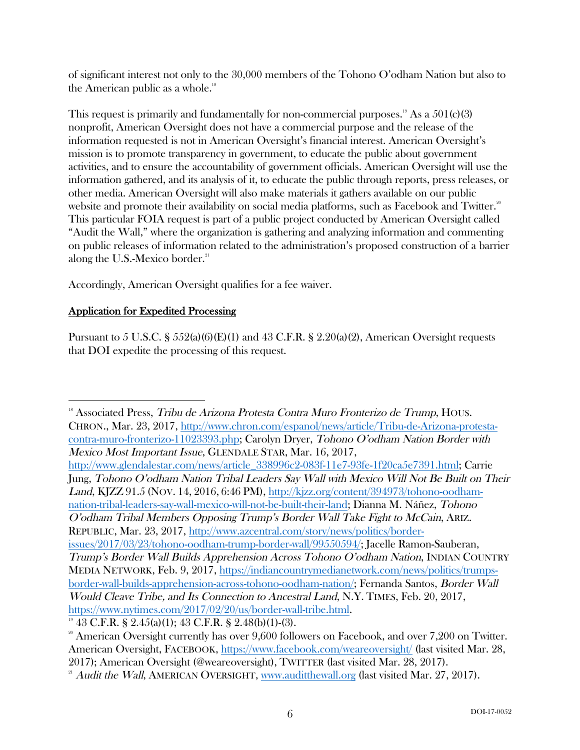of significant interest not only to the 30,000 members of the Tohono O'odham Nation but also to the American public as a whole.[18]

This request is primarily and fundamentally for non-commercial purposes.[19] As a 501(c)(3) nonprofit, American Oversight does not have a commercial purpose and the release of the information requested is not in American Oversight's financial interest. American Oversight's mission is to promote transparency in government, to educate the public about government activities, and to ensure the accountability of government officials. American Oversight will use the information gathered, and its analysis of it, to educate the public through reports, press releases, or other media. American Oversight will also make materials it gathers available on our public website and promote their availability on social media platforms, such as Facebook and Twitter.[20] This particular FOIA request is part of a public project conducted by American Oversight called "Audit the Wall," where the organization is gathering and analyzing information and commenting on public releases of information related to the administration's proposed construction of a barrier along the U.S.-Mexico border.[21]

Accordingly, American Oversight qualifies for a fee waiver.

## Application for Expedited Processing

Pursuant to 5 U.S.C. § 552(a)(6)(E)(1) and 43 C.F.R. § 2.20(a)(2), American Oversight requests that DOI expedite the processing of this request.

---

[18] Associated Press, *Tribu de Arizona Protesta Contra Muro Fronterizo de Trump*, HOUS. CHRON., Mar. 23, 2017, http://www.chron.com/espanol/news/article/Tribu-de-Arizona-protesta-contra-muro-fronterizo-11023393.php; Carolyn Dryer, *Tohono O'odham Nation Border with Mexico Most Important Issue*, GLENDALE STAR, Mar. 16, 2017, http://www.glendalestar.com/news/article_338996c2-083f-11e7-93fe-1f20ca5e7391.html; Carrie Jung, *Tohono O'odham Nation Tribal Leaders Say Wall with Mexico Will Not Be Built on Their Land*, KJZZ 91.5 (NOV. 14, 2016, 6:46 PM), http://kjzz.org/content/394973/tohono-oodham-nation-tribal-leaders-say-wall-mexico-will-not-be-built-their-land; Dianna M. Náñez, *Tohono O'odham Tribal Members Opposing Trump's Border Wall Take Fight to McCain*, ARIZ. REPUBLIC, Mar. 23, 2017, http://www.azcentral.com/story/news/politics/border-issues/2017/03/23/tohono-oodham-trump-border-wall/99550594/; Jacelle Ramon-Sauberan, *Trump's Border Wall Builds Apprehension Across Tohono O'odham Nation*, INDIAN COUNTRY MEDIA NETWORK, Feb. 9, 2017, https://indiancountrymedianetwork.com/news/politics/trumps-border-wall-builds-apprehension-across-tohono-oodham-nation/; Fernanda Santos, *Border Wall Would Cleave Tribe, and Its Connection to Ancestral Land*, N.Y. TIMES, Feb. 20, 2017, https://www.nytimes.com/2017/02/20/us/border-wall-tribe.html.

[19] 43 C.F.R. § 2.45(a)(1); 43 C.F.R. § 2.48(b)(1)-(3).

[20] American Oversight currently has over 9,600 followers on Facebook, and over 7,200 on Twitter. American Oversight, FACEBOOK, https://www.facebook.com/weareoversight/ (last visited Mar. 28, 2017); American Oversight (@weareoversight), TWITTER (last visited Mar. 28, 2017).

[21] *Audit the Wall*, AMERICAN OVERSIGHT, www.auditthewall.org (last visited Mar. 27, 2017).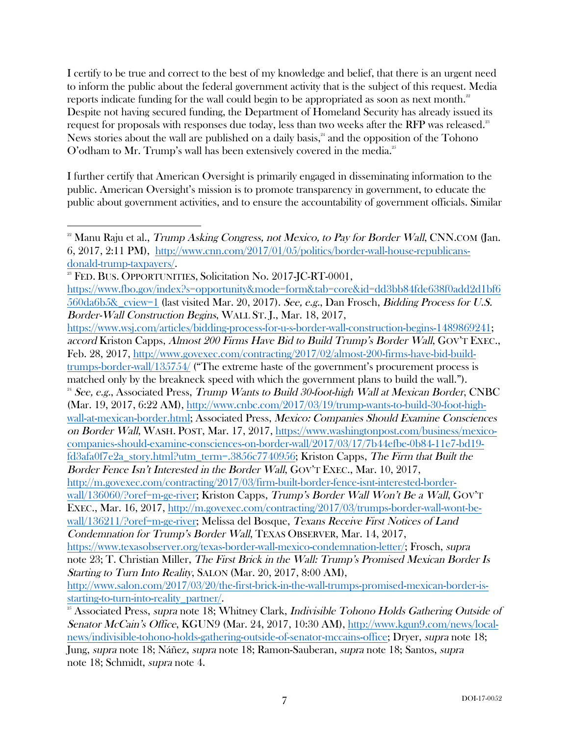I certify to be true and correct to the best of my knowledge and belief, that there is an urgent need to inform the public about the federal government activity that is the subject of this request. Media reports indicate funding for the wall could begin to be appropriated as soon as next month.[22] Despite not having secured funding, the Department of Homeland Security has already issued its request for proposals with responses due today, less than two weeks after the RFP was released.[23] News stories about the wall are published on a daily basis,[24] and the opposition of the Tohono O'odham to Mr. Trump's wall has been extensively covered in the media.[25]

I further certify that American Oversight is primarily engaged in disseminating information to the public. American Oversight's mission is to promote transparency in government, to educate the public about government activities, and to ensure the accountability of government officials. Similar

---

[22] Manu Raju et al., *Trump Asking Congress, not Mexico, to Pay for Border Wall*, CNN.COM (Jan. 6, 2017, 2:11 PM), http://www.cnn.com/2017/01/05/politics/border-wall-house-republicans-donald-trump-taxpayers/.

[23] FED. BUS. OPPORTUNITIES, Solicitation No. 2017-JC-RT-0001, https://www.fbo.gov/index?s=opportunity&mode=form&tab=core&id=dd3bb84fde638f0add2d1bf6560da6b5&_cview=1 (last visited Mar. 20, 2017). *See, e.g.*, Dan Frosch, *Bidding Process for U.S. Border-Wall Construction Begins*, WALL ST. J., Mar. 18, 2017, https://www.wsj.com/articles/bidding-process-for-u-s-border-wall-construction-begins-1489869241; *accord* Kriston Capps, *Almost 200 Firms Have Bid to Build Trump's Border Wall*, GOV'T EXEC., Feb. 28, 2017, http://www.govexec.com/contracting/2017/02/almost-200-firms-have-bid-build-trumps-border-wall/135754/ ("The extreme haste of the government's procurement process is matched only by the breakneck speed with which the government plans to build the wall.").

[24] *See, e.g.*, Associated Press, *Trump Wants to Build 30-foot-high Wall at Mexican Border*, CNBC (Mar. 19, 2017, 6:22 AM), http://www.cnbc.com/2017/03/19/trump-wants-to-build-30-foot-high-wall-at-mexican-border.html; Associated Press, *Mexico: Companies Should Examine Consciences on Border Wall*, WASH. POST, Mar. 17, 2017, https://www.washingtonpost.com/business/mexico-companies-should-examine-consciences-on-border-wall/2017/03/17/7b44efbe-0b84-11e7-bd19-fd3afa0f7e2a_story.html?utm_term=.3856c7740956; Kriston Capps, *The Firm that Built the Border Fence Isn't Interested in the Border Wall*, GOV'T EXEC., Mar. 10, 2017, http://m.govexec.com/contracting/2017/03/firm-built-border-fence-isnt-interested-border-wall/136060/?oref=m-ge-river; Kriston Capps, *Trump's Border Wall Won't Be a Wall*, GOV'T EXEC., Mar. 16, 2017, http://m.govexec.com/contracting/2017/03/trumps-border-wall-wont-be-wall/136211/?oref=m-ge-river; Melissa del Bosque, *Texans Receive First Notices of Land Condemnation for Trump's Border Wall*, TEXAS OBSERVER, Mar. 14, 2017, https://www.texasobserver.org/texas-border-wall-mexico-condemnation-letter/; Frosch, *supra* note 23; T. Christian Miller, *The First Brick in the Wall: Trump's Promised Mexican Border Is Starting to Turn Into Reality*, SALON (Mar. 20, 2017, 8:00 AM), http://www.salon.com/2017/03/20/the-first-brick-in-the-wall-trumps-promised-mexican-border-is-starting-to-turn-into-reality_partner/.

[25] Associated Press, *supra* note 18; Whitney Clark, *Indivisible Tohono Holds Gathering Outside of Senator McCain's Office*, KGUN9 (Mar. 24, 2017, 10:30 AM), http://www.kgun9.com/news/local-news/indivisible-tohono-holds-gathering-outside-of-senator-mccains-office; Dryer, *supra* note 18; Jung, *supra* note 18; Náñez, *supra* note 18; Ramon-Sauberan, *supra* note 18; Santos, *supra* note 18; Schmidt, *supra* note 4.

DOI-17-0052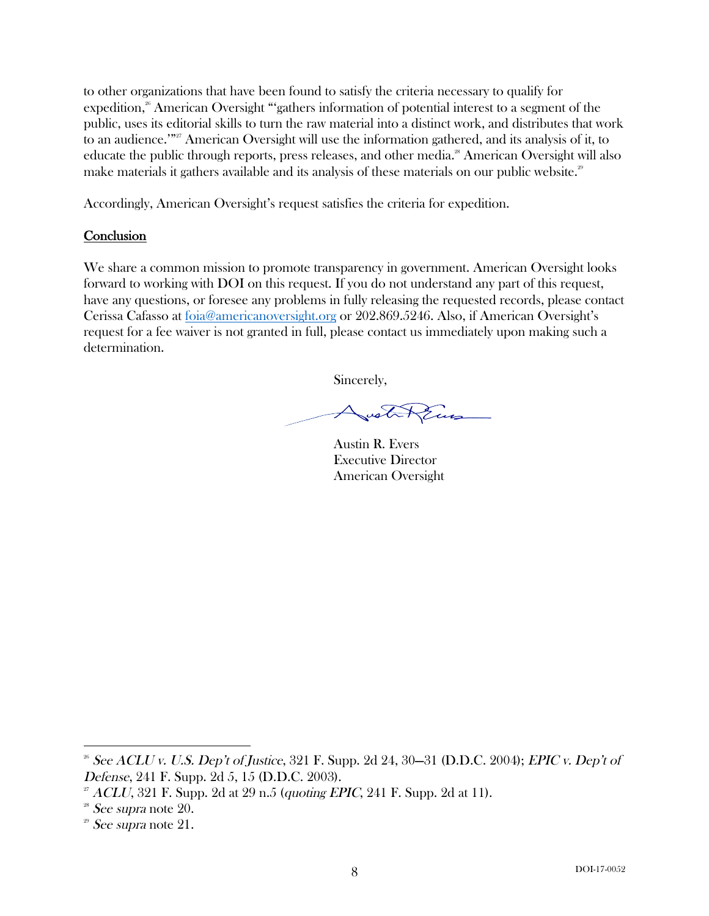to other organizations that have been found to satisfy the criteria necessary to qualify for expedition,[26] American Oversight "'gathers information of potential interest to a segment of the public, uses its editorial skills to turn the raw material into a distinct work, and distributes that work to an audience.'"[27] American Oversight will use the information gathered, and its analysis of it, to educate the public through reports, press releases, and other media.[28] American Oversight will also make materials it gathers available and its analysis of these materials on our public website.[29]

Accordingly, American Oversight's request satisfies the criteria for expedition.

## Conclusion

We share a common mission to promote transparency in government. American Oversight looks forward to working with DOI on this request. If you do not understand any part of this request, have any questions, or foresee any problems in fully releasing the requested records, please contact Cerissa Cafasso at foia@americanoversight.org or 202.869.5246. Also, if American Oversight's request for a fee waiver is not granted in full, please contact us immediately upon making such a determination.

Sincerely,

Austin R. Evers
Executive Director
American Oversight

---

[26] *See ACLU v. U.S. Dep't of Justice*, 321 F. Supp. 2d 24, 30–31 (D.D.C. 2004); *EPIC v. Dep't of Defense*, 241 F. Supp. 2d 5, 15 (D.D.C. 2003).

[27] *ACLU*, 321 F. Supp. 2d at 29 n.5 (*quoting EPIC*, 241 F. Supp. 2d at 11).

[28] *See supra* note 20.

[29] *See supra* note 21.

DOI-17-0052